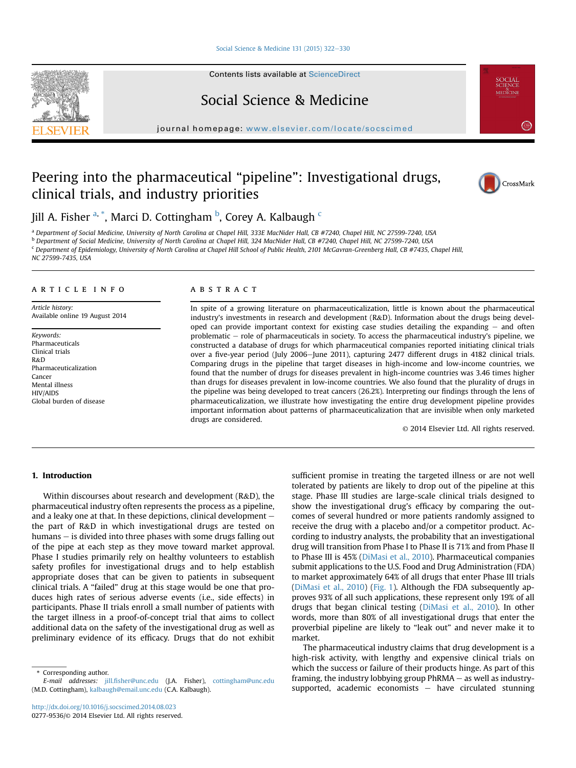# Peering into the pharmaceutical "pipeline": Investigational drugs, clinical trials, and industry priorities

Jill A. Fisher [a,*], Marci D. Cottingham [b], Corey A. Kalbaugh [c]

[a] Department of Social Medicine, University of North Carolina at Chapel Hill, 333E MacNider Hall, CB #7240, Chapel Hill, NC 27599-7240, USA
[b] Department of Social Medicine, University of North Carolina at Chapel Hill, 324 MacNider Hall, CB #7240, Chapel Hill, NC 27599-7240, USA
[c] Department of Epidemiology, University of North Carolina at Chapel Hill School of Public Health, 2101 McGavran-Greenberg Hall, CB #7435, Chapel Hill, NC 27599-7435, USA

## ARTICLE INFO

*Article history:*
Available online 19 August 2014

*Keywords:*
Pharmaceuticals
Clinical trials
R&D
Pharmaceuticalization
Cancer
Mental illness
HIV/AIDS
Global burden of disease

## ABSTRACT

In spite of a growing literature on pharmaceuticalization, little is known about the pharmaceutical industry's investments in research and development (R&D). Information about the drugs being developed can provide important context for existing case studies detailing the expanding – and often problematic – role of pharmaceuticals in society. To access the pharmaceutical industry's pipeline, we constructed a database of drugs for which pharmaceutical companies reported initiating clinical trials over a five-year period (July 2006–June 2011), capturing 2477 different drugs in 4182 clinical trials. Comparing drugs in the pipeline that target diseases in high-income and low-income countries, we found that the number of drugs for diseases prevalent in high-income countries was 3.46 times higher than drugs for diseases prevalent in low-income countries. We also found that the plurality of drugs in the pipeline was being developed to treat cancers (26.2%). Interpreting our findings through the lens of pharmaceuticalization, we illustrate how investigating the entire drug development pipeline provides important information about patterns of pharmaceuticalization that are invisible when only marketed drugs are considered.

© 2014 Elsevier Ltd. All rights reserved.

## 1. Introduction

Within discourses about research and development (R&D), the pharmaceutical industry often represents the process as a pipeline, and a leaky one at that. In these depictions, clinical development – the part of R&D in which investigational drugs are tested on humans – is divided into three phases with some drugs falling out of the pipe at each step as they move toward market approval. Phase I studies primarily rely on healthy volunteers to establish safety profiles for investigational drugs and to help establish appropriate doses that can be given to patients in subsequent clinical trials. A "failed" drug at this stage would be one that produces high rates of serious adverse events (i.e., side effects) in participants. Phase II trials enroll a small number of patients with the target illness in a proof-of-concept trial that aims to collect additional data on the safety of the investigational drug as well as preliminary evidence of its efficacy. Drugs that do not exhibit sufficient promise in treating the targeted illness or are not well tolerated by patients are likely to drop out of the pipeline at this stage. Phase III studies are large-scale clinical trials designed to show the investigational drug's efficacy by comparing the outcomes of several hundred or more patients randomly assigned to receive the drug with a placebo and/or a competitor product. According to industry analysts, the probability that an investigational drug will transition from Phase I to Phase II is 71% and from Phase II to Phase III is 45% (DiMasi et al., 2010). Pharmaceutical companies submit applications to the U.S. Food and Drug Administration (FDA) to market approximately 64% of all drugs that enter Phase III trials (DiMasi et al., 2010) (Fig. 1). Although the FDA subsequently approves 93% of all such applications, these represent only 19% of all drugs that began clinical testing (DiMasi et al., 2010). In other words, more than 80% of all investigational drugs that enter the proverbial pipeline are likely to "leak out" and never make it to market.

The pharmaceutical industry claims that drug development is a high-risk activity, with lengthy and expensive clinical trials on which the success or failure of their products hinge. As part of this framing, the industry lobbying group PhRMA – as well as industry-supported, academic economists – have circulated stunning

\* Corresponding author.
E-mail addresses: jill.fisher@unc.edu (J.A. Fisher), cottingham@unc.edu (M.D. Cottingham), kalbaugh@email.unc.edu (C.A. Kalbaugh).

http://dx.doi.org/10.1016/j.socscimed.2014.08.023
0277-9536/© 2014 Elsevier Ltd. All rights reserved.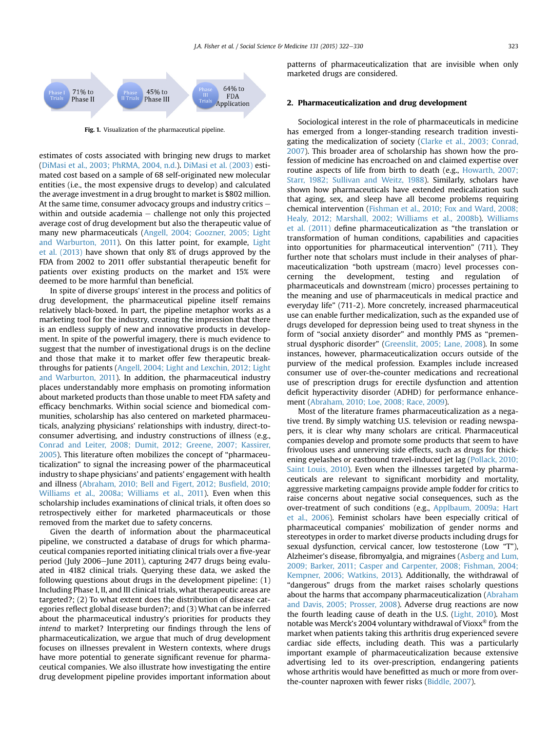Phase I Trials — 71% to Phase II → Phase II Trials — 45% to Phase III → Phase III Trials — 64% to FDA Application

**Fig. 1.** Visualization of the pharmaceutical pipeline.

estimates of costs associated with bringing new drugs to market (DiMasi et al., 2003; PhRMA, 2004, n.d.). DiMasi et al. (2003) estimated cost based on a sample of 68 self-originated new molecular entities (i.e., the most expensive drugs to develop) and calculated the average investment in a drug brought to market is $802 million. At the same time, consumer advocacy groups and industry critics — within and outside academia — challenge not only this projected average cost of drug development but also the therapeutic value of many new pharmaceuticals (Angell, 2004; Goozner, 2005; Light and Warburton, 2011). On this latter point, for example, Light et al. (2013) have shown that only 8% of drugs approved by the FDA from 2002 to 2011 offer substantial therapeutic benefit for patients over existing products on the market and 15% were deemed to be more harmful than beneficial.

In spite of diverse groups' interest in the process and politics of drug development, the pharmaceutical pipeline itself remains relatively black-boxed. In part, the pipeline metaphor works as a marketing tool for the industry, creating the impression that there is an endless supply of new and innovative products in development. In spite of the powerful imagery, there is much evidence to suggest that the number of investigational drugs is on the decline and those that make it to market offer few therapeutic breakthroughs for patients (Angell, 2004; Light and Lexchin, 2012; Light and Warburton, 2011). In addition, the pharmaceutical industry places understandably more emphasis on promoting information about marketed products than those unable to meet FDA safety and efficacy benchmarks. Within social science and biomedical communities, scholarship has also centered on marketed pharmaceuticals, analyzing physicians' relationships with industry, direct-to-consumer advertising, and industry constructions of illness (e.g., Conrad and Leiter, 2008; Dumit, 2012; Greene, 2007; Kassirer, 2005). This literature often mobilizes the concept of "pharmaceuticalization" to signal the increasing power of the pharmaceutical industry to shape physicians' and patients' engagement with health and illness (Abraham, 2010; Bell and Figert, 2012; Busfield, 2010; Williams et al., 2008a; Williams et al., 2011). Even when this scholarship includes examinations of clinical trials, it often does so retrospectively either for marketed pharmaceuticals or those removed from the market due to safety concerns.

Given the dearth of information about the pharmaceutical pipeline, we constructed a database of drugs for which pharmaceutical companies reported initiating clinical trials over a five-year period (July 2006—June 2011), capturing 2477 drugs being evaluated in 4182 clinical trials. Querying these data, we asked the following questions about drugs in the development pipeline: (1) Including Phase I, II, and III clinical trials, what therapeutic areas are targeted?; (2) To what extent does the distribution of disease categories reflect global disease burden?; and (3) What can be inferred about the pharmaceutical industry's priorities for products they *intend* to market? Interpreting our findings through the lens of pharmaceuticalization, we argue that much of drug development focuses on illnesses prevalent in Western contexts, where drugs have more potential to generate significant revenue for pharmaceutical companies. We also illustrate how investigating the entire drug development pipeline provides important information about patterns of pharmaceuticalization that are invisible when only marketed drugs are considered.

## 2. Pharmaceuticalization and drug development

Sociological interest in the role of pharmaceuticals in medicine has emerged from a longer-standing research tradition investigating the medicalization of society (Clarke et al., 2003; Conrad, 2007). This broader area of scholarship has shown how the profession of medicine has encroached on and claimed expertise over routine aspects of life from birth to death (e.g., Howarth, 2007; Starr, 1982; Sullivan and Weitz, 1988). Similarly, scholars have shown how pharmaceuticals have extended medicalization such that aging, sex, and sleep have all become problems requiring chemical intervention (Fishman et al., 2010; Fox and Ward, 2008; Healy, 2012; Marshall, 2002; Williams et al., 2008b). Williams et al. (2011) define pharmaceuticalization as "the translation or transformation of human conditions, capabilities and capacities into opportunities for pharmaceutical intervention" (711). They further note that scholars must include in their analyses of pharmaceuticalization "both upstream (macro) level processes concerning the development, testing and regulation of pharmaceuticals and downstream (micro) processes pertaining to the meaning and use of pharmaceuticals in medical practice and everyday life" (711-2). More concretely, increased pharmaceutical use can enable further medicalization, such as the expanded use of drugs developed for depression being used to treat shyness in the form of "social anxiety disorder" and monthly PMS as "premenstrual dysphoric disorder" (Greenslit, 2005; Lane, 2008). In some instances, however, pharmaceuticalization occurs outside of the purview of the medical profession. Examples include increased consumer use of over-the-counter medications and recreational use of prescription drugs for erectile dysfunction and attention deficit hyperactivity disorder (ADHD) for performance enhancement (Abraham, 2010; Loe, 2008; Race, 2009).

Most of the literature frames pharmaceuticalization as a negative trend. By simply watching U.S. television or reading newspapers, it is clear why many scholars are critical. Pharmaceutical companies develop and promote some products that seem to have frivolous uses and unnerving side effects, such as drugs for thickening eyelashes or eastbound travel-induced jet lag (Pollack, 2010; Saint Louis, 2010). Even when the illnesses targeted by pharmaceuticals are relevant to significant morbidity and mortality, aggressive marketing campaigns provide ample fodder for critics to raise concerns about negative social consequences, such as the over-treatment of such conditions (e.g., Applbaum, 2009a; Hart et al., 2006). Feminist scholars have been especially critical of pharmaceutical companies' mobilization of gender norms and stereotypes in order to market diverse products including drugs for sexual dysfunction, cervical cancer, low testosterone (Low "T"), Alzheimer's disease, fibromyalgia, and migraines (Asberg and Lum, 2009; Barker, 2011; Casper and Carpenter, 2008; Fishman, 2004; Kempner, 2006; Watkins, 2013). Additionally, the withdrawal of "dangerous" drugs from the market raises scholarly questions about the harms that accompany pharmaceuticalization (Abraham and Davis, 2005; Prosser, 2008). Adverse drug reactions are now the fourth leading cause of death in the U.S. (Light, 2010). Most notable was Merck's 2004 voluntary withdrawal of Vioxx® from the market when patients taking this arthritis drug experienced severe cardiac side effects, including death. This was a particularly important example of pharmaceuticalization because extensive advertising led to its over-prescription, endangering patients whose arthritis would have benefitted as much or more from over-the-counter naproxen with fewer risks (Biddle, 2007).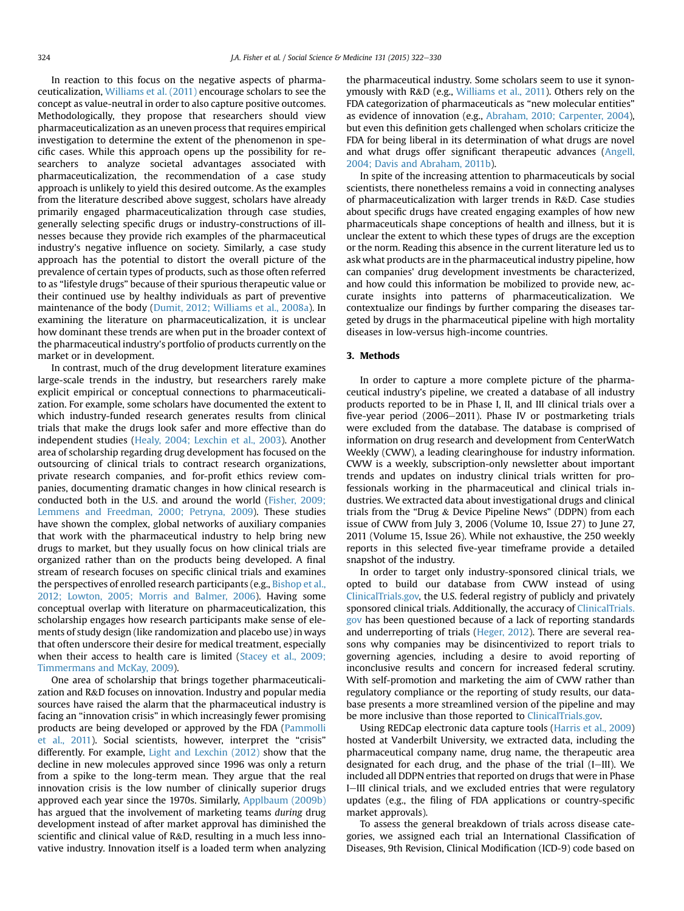In reaction to this focus on the negative aspects of pharmaceuticalization, Williams et al. (2011) encourage scholars to see the concept as value-neutral in order to also capture positive outcomes. Methodologically, they propose that researchers should view pharmaceuticalization as an uneven process that requires empirical investigation to determine the extent of the phenomenon in specific cases. While this approach opens up the possibility for researchers to analyze societal advantages associated with pharmaceuticalization, the recommendation of a case study approach is unlikely to yield this desired outcome. As the examples from the literature described above suggest, scholars have already primarily engaged pharmaceuticalization through case studies, generally selecting specific drugs or industry-constructions of illnesses because they provide rich examples of the pharmaceutical industry's negative influence on society. Similarly, a case study approach has the potential to distort the overall picture of the prevalence of certain types of products, such as those often referred to as "lifestyle drugs" because of their spurious therapeutic value or their continued use by healthy individuals as part of preventive maintenance of the body (Dumit, 2012; Williams et al., 2008a). In examining the literature on pharmaceuticalization, it is unclear how dominant these trends are when put in the broader context of the pharmaceutical industry's portfolio of products currently on the market or in development.

In contrast, much of the drug development literature examines large-scale trends in the industry, but researchers rarely make explicit empirical or conceptual connections to pharmaceuticalization. For example, some scholars have documented the extent to which industry-funded research generates results from clinical trials that make the drugs look safer and more effective than do independent studies (Healy, 2004; Lexchin et al., 2003). Another area of scholarship regarding drug development has focused on the outsourcing of clinical trials to contract research organizations, private research companies, and for-profit ethics review companies, documenting dramatic changes in how clinical research is conducted both in the U.S. and around the world (Fisher, 2009; Lemmens and Freedman, 2000; Petryna, 2009). These studies have shown the complex, global networks of auxiliary companies that work with the pharmaceutical industry to help bring new drugs to market, but they usually focus on how clinical trials are organized rather than on the products being developed. A final stream of research focuses on specific clinical trials and examines the perspectives of enrolled research participants (e.g., Bishop et al., 2012; Lowton, 2005; Morris and Balmer, 2006). Having some conceptual overlap with literature on pharmaceuticalization, this scholarship engages how research participants make sense of elements of study design (like randomization and placebo use) in ways that often underscore their desire for medical treatment, especially when their access to health care is limited (Stacey et al., 2009; Timmermans and McKay, 2009).

One area of scholarship that brings together pharmaceuticalization and R&D focuses on innovation. Industry and popular media sources have raised the alarm that the pharmaceutical industry is facing an "innovation crisis" in which increasingly fewer promising products are being developed or approved by the FDA (Pammolli et al., 2011). Social scientists, however, interpret the "crisis" differently. For example, Light and Lexchin (2012) show that the decline in new molecules approved since 1996 was only a return from a spike to the long-term mean. They argue that the real innovation crisis is the low number of clinically superior drugs approved each year since the 1970s. Similarly, Applbaum (2009b) has argued that the involvement of marketing teams *during* drug development instead of after market approval has diminished the scientific and clinical value of R&D, resulting in a much less innovative industry. Innovation itself is a loaded term when analyzing the pharmaceutical industry. Some scholars seem to use it synonymously with R&D (e.g., Williams et al., 2011). Others rely on the FDA categorization of pharmaceuticals as "new molecular entities" as evidence of innovation (e.g., Abraham, 2010; Carpenter, 2004), but even this definition gets challenged when scholars criticize the FDA for being liberal in its determination of what drugs are novel and what drugs offer significant therapeutic advances (Angell, 2004; Davis and Abraham, 2011b).

In spite of the increasing attention to pharmaceuticals by social scientists, there nonetheless remains a void in connecting analyses of pharmaceuticalization with larger trends in R&D. Case studies about specific drugs have created engaging examples of how new pharmaceuticals shape conceptions of health and illness, but it is unclear the extent to which these types of drugs are the exception or the norm. Reading this absence in the current literature led us to ask what products are in the pharmaceutical industry pipeline, how can companies' drug development investments be characterized, and how could this information be mobilized to provide new, accurate insights into patterns of pharmaceuticalization. We contextualize our findings by further comparing the diseases targeted by drugs in the pharmaceutical pipeline with high mortality diseases in low-versus high-income countries.

## 3. Methods

In order to capture a more complete picture of the pharmaceutical industry's pipeline, we created a database of all industry products reported to be in Phase I, II, and III clinical trials over a five-year period (2006–2011). Phase IV or postmarketing trials were excluded from the database. The database is comprised of information on drug research and development from CenterWatch Weekly (CWW), a leading clearinghouse for industry information. CWW is a weekly, subscription-only newsletter about important trends and updates on industry clinical trials written for professionals working in the pharmaceutical and clinical trials industries. We extracted data about investigational drugs and clinical trials from the "Drug & Device Pipeline News" (DDPN) from each issue of CWW from July 3, 2006 (Volume 10, Issue 27) to June 27, 2011 (Volume 15, Issue 26). While not exhaustive, the 250 weekly reports in this selected five-year timeframe provide a detailed snapshot of the industry.

In order to target only industry-sponsored clinical trials, we opted to build our database from CWW instead of using ClinicalTrials.gov, the U.S. federal registry of publicly and privately sponsored clinical trials. Additionally, the accuracy of ClinicalTrials.gov has been questioned because of a lack of reporting standards and underreporting of trials (Heger, 2012). There are several reasons why companies may be disincentivized to report trials to governing agencies, including a desire to avoid reporting of inconclusive results and concern for increased federal scrutiny. With self-promotion and marketing the aim of CWW rather than regulatory compliance or the reporting of study results, our database presents a more streamlined version of the pipeline and may be more inclusive than those reported to ClinicalTrials.gov.

Using REDCap electronic data capture tools (Harris et al., 2009) hosted at Vanderbilt University, we extracted data, including the pharmaceutical company name, drug name, the therapeutic area designated for each drug, and the phase of the trial (I–III). We included all DDPN entries that reported on drugs that were in Phase I–III clinical trials, and we excluded entries that were regulatory updates (e.g., the filing of FDA applications or country-specific market approvals).

To assess the general breakdown of trials across disease categories, we assigned each trial an International Classification of Diseases, 9th Revision, Clinical Modification (ICD-9) code based on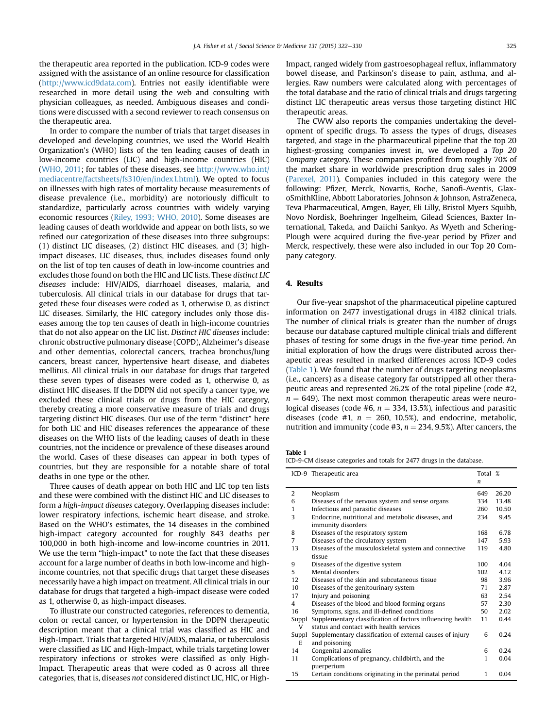the therapeutic area reported in the publication. ICD-9 codes were assigned with the assistance of an online resource for classification (http://www.icd9data.com). Entries not easily identifiable were researched in more detail using the web and consulting with physician colleagues, as needed. Ambiguous diseases and conditions were discussed with a second reviewer to reach consensus on the therapeutic area.

In order to compare the number of trials that target diseases in developed and developing countries, we used the World Health Organization's (WHO) lists of the ten leading causes of death in low-income countries (LIC) and high-income countries (HIC) (WHO, 2011; for tables of these diseases, see http://www.who.int/mediacentre/factsheets/fs310/en/index1.html). We opted to focus on illnesses with high rates of mortality because measurements of disease prevalence (i.e., morbidity) are notoriously difficult to standardize, particularly across countries with widely varying economic resources (Riley, 1993; WHO, 2010). Some diseases are leading causes of death worldwide and appear on both lists, so we refined our categorization of these diseases into three subgroups: (1) distinct LIC diseases, (2) distinct HIC diseases, and (3) high-impact diseases. LIC diseases, thus, includes diseases found only on the list of top ten causes of death in low-income countries and excludes those found on both the HIC and LIC lists. These *distinct LIC diseases* include: HIV/AIDS, diarrhoael diseases, malaria, and tuberculosis. All clinical trials in our database for drugs that targeted these four diseases were coded as 1, otherwise 0, as distinct LIC diseases. Similarly, the HIC category includes only those diseases among the top ten causes of death in high-income countries that do not also appear on the LIC list. *Distinct HIC diseases* include: chronic obstructive pulmonary disease (COPD), Alzheimer's disease and other dementias, colorectal cancers, trachea bronchus/lung cancers, breast cancer, hypertensive heart disease, and diabetes mellitus. All clinical trials in our database for drugs that targeted these seven types of diseases were coded as 1, otherwise 0, as distinct HIC diseases. If the DDPN did not specify a cancer type, we excluded these clinical trials or drugs from the HIC category, thereby creating a more conservative measure of trials and drugs targeting distinct HIC diseases. Our use of the term "distinct" here for both LIC and HIC diseases references the appearance of these diseases on the WHO lists of the leading causes of death in these countries, not the incidence or prevalence of these diseases around the world. Cases of these diseases can appear in both types of countries, but they are responsible for a notable share of total deaths in one type or the other.

Three causes of death appear on both HIC and LIC top ten lists and these were combined with the distinct HIC and LIC diseases to form a *high-impact diseases* category. Overlapping diseases include: lower respiratory infections, ischemic heart disease, and stroke. Based on the WHO's estimates, the 14 diseases in the combined high-impact category accounted for roughly 843 deaths per 100,000 in both high-income and low-income countries in 2011. We use the term "high-impact" to note the fact that these diseases account for a large number of deaths in both low-income and high-income countries, not that specific drugs that target these diseases necessarily have a high impact on treatment. All clinical trials in our database for drugs that targeted a high-impact disease were coded as 1, otherwise 0, as high-impact diseases.

To illustrate our constructed categories, references to dementia, colon or rectal cancer, or hypertension in the DDPN therapeutic description meant that a clinical trial was classified as HIC and High-Impact. Trials that targeted HIV/AIDS, malaria, or tuberculosis were classified as LIC and High-Impact, while trials targeting lower respiratory infections or strokes were classified as only High-Impact. Therapeutic areas that were coded as 0 across all three categories, that is, diseases *not* considered distinct LIC, HIC, or High-Impact, ranged widely from gastroesophageal reflux, inflammatory bowel disease, and Parkinson's disease to pain, asthma, and allergies. Raw numbers were calculated along with percentages of the total database and the ratio of clinical trials and drugs targeting distinct LIC therapeutic areas versus those targeting distinct HIC therapeutic areas.

The CWW also reports the companies undertaking the development of specific drugs. To assess the types of drugs, diseases targeted, and stage in the pharmaceutical pipeline that the top 20 highest-grossing companies invest in, we developed a *Top 20 Company* category. These companies profited from roughly 70% of the market share in worldwide prescription drug sales in 2009 (Parexel, 2011). Companies included in this category were the following: Pfizer, Merck, Novartis, Roche, Sanofi-Aventis, GlaxoSmithKline, Abbott Laboratories, Johnson & Johnson, AstraZeneca, Teva Pharmaceutical, Amgen, Bayer, Eli Lilly, Bristol Myers Squibb, Novo Nordisk, Boehringer Ingelheim, Gilead Sciences, Baxter International, Takeda, and Daiichi Sankyo. As Wyeth and Schering-Plough were acquired during the five-year period by Pfizer and Merck, respectively, these were also included in our Top 20 Company category.

## 4. Results

Our five-year snapshot of the pharmaceutical pipeline captured information on 2477 investigational drugs in 4182 clinical trials. The number of clinical trials is greater than the number of drugs because our database captured multiple clinical trials and different phases of testing for some drugs in the five-year time period. An initial exploration of how the drugs were distributed across therapeutic areas resulted in marked differences across ICD-9 codes (Table 1). We found that the number of drugs targeting neoplasms (i.e., cancers) as a disease category far outstripped all other therapeutic areas and represented 26.2% of the total pipeline (code #2, $n = 649$). The next most common therapeutic areas were neurological diseases (code #6, $n = 334$, 13.5%), infectious and parasitic diseases (code #1, $n = 260$, 10.5%), and endocrine, metabolic, nutrition and immunity (code #3, $n = 234$, 9.5%). After cancers, the

**Table 1**
ICD-9-CM disease categories and totals for 2477 drugs in the database.

| ICD-9 | Therapeutic area | Total *n* | % |
|---|---|---|---|
| 2 | Neoplasm | 649 | 26.20 |
| 6 | Diseases of the nervous system and sense organs | 334 | 13.48 |
| 1 | Infectious and parasitic diseases | 260 | 10.50 |
| 3 | Endocrine, nutritional and metabolic diseases, and immunity disorders | 234 | 9.45 |
| 8 | Diseases of the respiratory system | 168 | 6.78 |
| 7 | Diseases of the circulatory system | 147 | 5.93 |
| 13 | Diseases of the musculoskeletal system and connective tissue | 119 | 4.80 |
| 9 | Diseases of the digestive system | 100 | 4.04 |
| 5 | Mental disorders | 102 | 4.12 |
| 12 | Diseases of the skin and subcutaneous tissue | 98 | 3.96 |
| 10 | Diseases of the genitourinary system | 71 | 2.87 |
| 17 | Injury and poisoning | 63 | 2.54 |
| 4 | Diseases of the blood and blood forming organs | 57 | 2.30 |
| 16 | Symptoms, signs, and ill-defined conditions | 50 | 2.02 |
| Suppl V | Supplementary classification of factors influencing health status and contact with health services | 11 | 0.44 |
| Suppl E | Supplementary classification of external causes of injury and poisoning | 6 | 0.24 |
| 14 | Congenital anomalies | 6 | 0.24 |
| 11 | Complications of pregnancy, childbirth, and the puerperium | 1 | 0.04 |
| 15 | Certain conditions originating in the perinatal period | 1 | 0.04 |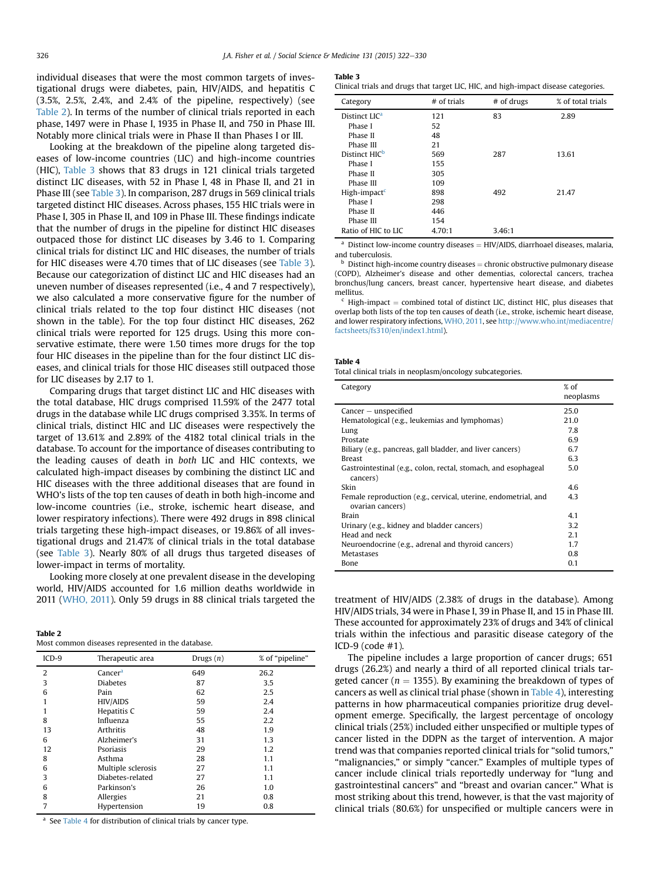individual diseases that were the most common targets of investigational drugs were diabetes, pain, HIV/AIDS, and hepatitis C (3.5%, 2.5%, 2.4%, and 2.4% of the pipeline, respectively) (see Table 2). In terms of the number of clinical trials reported in each phase, 1497 were in Phase I, 1935 in Phase II, and 750 in Phase III. Notably more clinical trials were in Phase II than Phases I or III.

Looking at the breakdown of the pipeline along targeted diseases of low-income countries (LIC) and high-income countries (HIC), Table 3 shows that 83 drugs in 121 clinical trials targeted distinct LIC diseases, with 52 in Phase I, 48 in Phase II, and 21 in Phase III (see Table 3). In comparison, 287 drugs in 569 clinical trials targeted distinct HIC diseases. Across phases, 155 HIC trials were in Phase I, 305 in Phase II, and 109 in Phase III. These findings indicate that the number of drugs in the pipeline for distinct HIC diseases outpaced those for distinct LIC diseases by 3.46 to 1. Comparing clinical trials for distinct LIC and HIC diseases, the number of trials for HIC diseases were 4.70 times that of LIC diseases (see Table 3). Because our categorization of distinct LIC and HIC diseases had an uneven number of diseases represented (i.e., 4 and 7 respectively), we also calculated a more conservative figure for the number of clinical trials related to the top four distinct HIC diseases (not shown in the table). For the top four distinct HIC diseases, 262 clinical trials were reported for 125 drugs. Using this more conservative estimate, there were 1.50 times more drugs for the top four HIC diseases in the pipeline than for the four distinct LIC diseases, and clinical trials for those HIC diseases still outpaced those for LIC diseases by 2.17 to 1.

Comparing drugs that target distinct LIC and HIC diseases with the total database, HIC drugs comprised 11.59% of the 2477 total drugs in the database while LIC drugs comprised 3.35%. In terms of clinical trials, distinct HIC and LIC diseases were respectively the target of 13.61% and 2.89% of the 4182 total clinical trials in the database. To account for the importance of diseases contributing to the leading causes of death in *both* LIC and HIC contexts, we calculated high-impact diseases by combining the distinct LIC and HIC diseases with the three additional diseases that are found in WHO's lists of the top ten causes of death in both high-income and low-income countries (i.e., stroke, ischemic heart disease, and lower respiratory infections). There were 492 drugs in 898 clinical trials targeting these high-impact diseases, or 19.86% of all investigational drugs and 21.47% of clinical trials in the total database (see Table 3). Nearly 80% of all drugs thus targeted diseases of lower-impact in terms of mortality.

Looking more closely at one prevalent disease in the developing world, HIV/AIDS accounted for 1.6 million deaths worldwide in 2011 (WHO, 2011). Only 59 drugs in 88 clinical trials targeted the treatment of HIV/AIDS (2.38% of drugs in the database). Among HIV/AIDS trials, 34 were in Phase I, 39 in Phase II, and 15 in Phase III. These accounted for approximately 23% of drugs and 34% of clinical trials within the infectious and parasitic disease category of the ICD-9 (code #1).

The pipeline includes a large proportion of cancer drugs; 651 drugs (26.2%) and nearly a third of all reported clinical trials targeted cancer ($n = 1355$). By examining the breakdown of types of cancers as well as clinical trial phase (shown in Table 4), interesting patterns in how pharmaceutical companies prioritize drug development emerge. Specifically, the largest percentage of oncology clinical trials (25%) included either unspecified or multiple types of cancer listed in the DDPN as the target of intervention. A major trend was that companies reported clinical trials for "solid tumors," "malignancies," or simply "cancer." Examples of multiple types of cancer include clinical trials reportedly underway for "lung and gastrointestinal cancers" and "breast and ovarian cancer." What is most striking about this trend, however, is that the vast majority of clinical trials (80.6%) for unspecified or multiple cancers were in

**Table 2**
Most common diseases represented in the database.

| ICD-9 | Therapeutic area | Drugs ($n$) | % of "pipeline" |
|---|---|---|---|
| 2 | Cancer[a] | 649 | 26.2 |
| 3 | Diabetes | 87 | 3.5 |
| 6 | Pain | 62 | 2.5 |
| 1 | HIV/AIDS | 59 | 2.4 |
| 1 | Hepatitis C | 59 | 2.4 |
| 8 | Influenza | 55 | 2.2 |
| 13 | Arthritis | 48 | 1.9 |
| 6 | Alzheimer's | 31 | 1.3 |
| 12 | Psoriasis | 29 | 1.2 |
| 8 | Asthma | 28 | 1.1 |
| 6 | Multiple sclerosis | 27 | 1.1 |
| 3 | Diabetes-related | 27 | 1.1 |
| 6 | Parkinson's | 26 | 1.0 |
| 8 | Allergies | 21 | 0.8 |
| 7 | Hypertension | 19 | 0.8 |

[a] See Table 4 for distribution of clinical trials by cancer type.

**Table 3**
Clinical trials and drugs that target LIC, HIC, and high-impact disease categories.

| Category | # of trials | # of drugs | % of total trials |
|---|---|---|---|
| Distinct LIC[a] | 121 | 83 | 2.89 |
| Phase I | 52 | | |
| Phase II | 48 | | |
| Phase III | 21 | | |
| Distinct HIC[b] | 569 | 287 | 13.61 |
| Phase I | 155 | | |
| Phase II | 305 | | |
| Phase III | 109 | | |
| High-impact[c] | 898 | 492 | 21.47 |
| Phase I | 298 | | |
| Phase II | 446 | | |
| Phase III | 154 | | |
| Ratio of HIC to LIC | 4.70:1 | 3.46:1 | |

[a] Distinct low-income country diseases = HIV/AIDS, diarrhoael diseases, malaria, and tuberculosis.

[b] Distinct high-income country diseases = chronic obstructive pulmonary disease (COPD), Alzheimer's disease and other dementias, colorectal cancers, trachea bronchus/lung cancers, breast cancer, hypertensive heart disease, and diabetes mellitus.

[c] High-impact = combined total of distinct LIC, distinct HIC, plus diseases that overlap both lists of the top ten causes of death (i.e., stroke, ischemic heart disease, and lower respiratory infections, WHO, 2011, see http://www.who.int/mediacentre/factsheets/fs310/en/index1.html).

**Table 4**
Total clinical trials in neoplasm/oncology subcategories.

| Category | % of neoplasms |
|---|---|
| Cancer – unspecified | 25.0 |
| Hematological (e.g., leukemias and lymphomas) | 21.0 |
| Lung | 7.8 |
| Prostate | 6.9 |
| Biliary (e.g., pancreas, gall bladder, and liver cancers) | 6.7 |
| Breast | 6.3 |
| Gastrointestinal (e.g., colon, rectal, stomach, and esophageal cancers) | 5.0 |
| Skin | 4.6 |
| Female reproduction (e.g., cervical, uterine, endometrial, and ovarian cancers) | 4.3 |
| Brain | 4.1 |
| Urinary (e.g., kidney and bladder cancers) | 3.2 |
| Head and neck | 2.1 |
| Neuroendocrine (e.g., adrenal and thyroid cancers) | 1.7 |
| Metastases | 0.8 |
| Bone | 0.1 |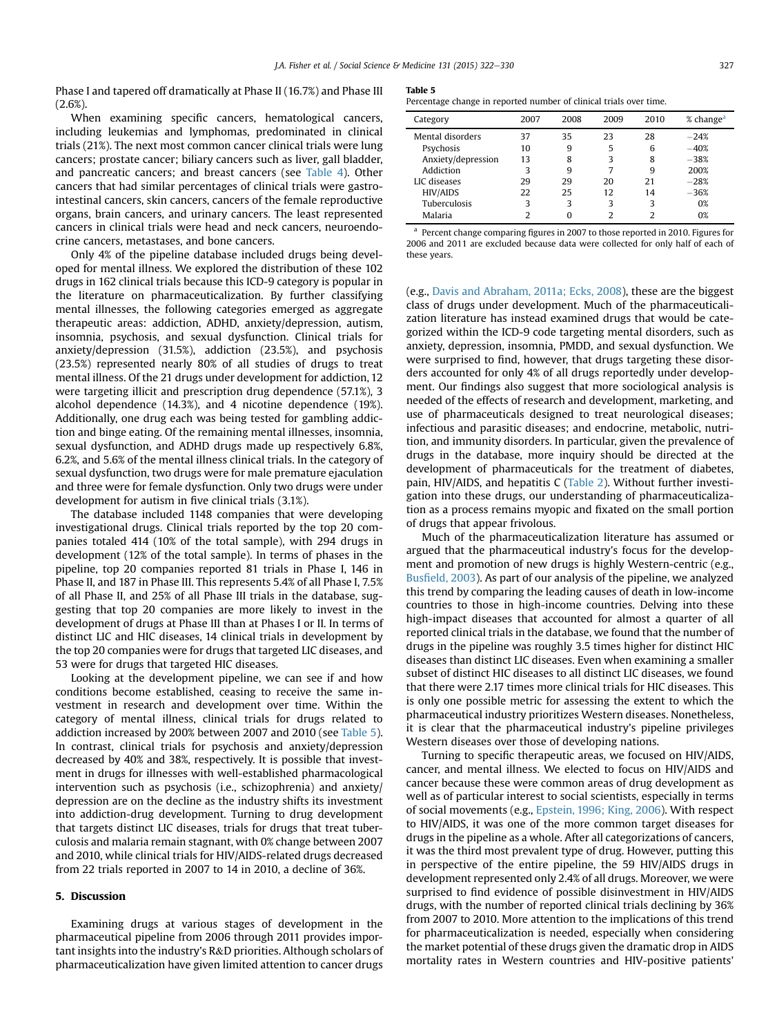Phase I and tapered off dramatically at Phase II (16.7%) and Phase III (2.6%).

When examining specific cancers, hematological cancers, including leukemias and lymphomas, predominated in clinical trials (21%). The next most common cancer clinical trials were lung cancers; prostate cancer; biliary cancers such as liver, gall bladder, and pancreatic cancers; and breast cancers (see Table 4). Other cancers that had similar percentages of clinical trials were gastrointestinal cancers, skin cancers, cancers of the female reproductive organs, brain cancers, and urinary cancers. The least represented cancers in clinical trials were head and neck cancers, neuroendocrine cancers, metastases, and bone cancers.

Only 4% of the pipeline database included drugs being developed for mental illness. We explored the distribution of these 102 drugs in 162 clinical trials because this ICD-9 category is popular in the literature on pharmaceuticalization. By further classifying mental illnesses, the following categories emerged as aggregate therapeutic areas: addiction, ADHD, anxiety/depression, autism, insomnia, psychosis, and sexual dysfunction. Clinical trials for anxiety/depression (31.5%), addiction (23.5%), and psychosis (23.5%) represented nearly 80% of all studies of drugs to treat mental illness. Of the 21 drugs under development for addiction, 12 were targeting illicit and prescription drug dependence (57.1%), 3 alcohol dependence (14.3%), and 4 nicotine dependence (19%). Additionally, one drug each was being tested for gambling addiction and binge eating. Of the remaining mental illnesses, insomnia, sexual dysfunction, and ADHD drugs made up respectively 6.8%, 6.2%, and 5.6% of the mental illness clinical trials. In the category of sexual dysfunction, two drugs were for male premature ejaculation and three were for female dysfunction. Only two drugs were under development for autism in five clinical trials (3.1%).

The database included 1148 companies that were developing investigational drugs. Clinical trials reported by the top 20 companies totaled 414 (10% of the total sample), with 294 drugs in development (12% of the total sample). In terms of phases in the pipeline, top 20 companies reported 81 trials in Phase I, 146 in Phase II, and 187 in Phase III. This represents 5.4% of all Phase I, 7.5% of all Phase II, and 25% of all Phase III trials in the database, suggesting that top 20 companies are more likely to invest in the development of drugs at Phase III than at Phases I or II. In terms of distinct LIC and HIC diseases, 14 clinical trials in development by the top 20 companies were for drugs that targeted LIC diseases, and 53 were for drugs that targeted HIC diseases.

Looking at the development pipeline, we can see if and how conditions become established, ceasing to receive the same investment in research and development over time. Within the category of mental illness, clinical trials for drugs related to addiction increased by 200% between 2007 and 2010 (see Table 5). In contrast, clinical trials for psychosis and anxiety/depression decreased by 40% and 38%, respectively. It is possible that investment in drugs for illnesses with well-established pharmacological intervention such as psychosis (i.e., schizophrenia) and anxiety/depression are on the decline as the industry shifts its investment into addiction-drug development. Turning to drug development that targets distinct LIC diseases, trials for drugs that treat tuberculosis and malaria remain stagnant, with 0% change between 2007 and 2010, while clinical trials for HIV/AIDS-related drugs decreased from 22 trials reported in 2007 to 14 in 2010, a decline of 36%.

**Table 5**
Percentage change in reported number of clinical trials over time.

| Category | 2007 | 2008 | 2009 | 2010 | % change[a] |
|---|---|---|---|---|---|
| Mental disorders | 37 | 35 | 23 | 28 | −24% |
| Psychosis | 10 | 9 | 5 | 6 | −40% |
| Anxiety/depression | 13 | 8 | 3 | 8 | −38% |
| Addiction | 3 | 9 | 7 | 9 | 200% |
| LIC diseases | 29 | 29 | 20 | 21 | −28% |
| HIV/AIDS | 22 | 25 | 12 | 14 | −36% |
| Tuberculosis | 3 | 3 | 3 | 3 | 0% |
| Malaria | 2 | 0 | 2 | 2 | 0% |

[a] Percent change comparing figures in 2007 to those reported in 2010. Figures for 2006 and 2011 are excluded because data were collected for only half of each of these years.

## 5. Discussion

Examining drugs at various stages of development in the pharmaceutical pipeline from 2006 through 2011 provides important insights into the industry's R&D priorities. Although scholars of pharmaceuticalization have given limited attention to cancer drugs (e.g., Davis and Abraham, 2011a; Ecks, 2008), these are the biggest class of drugs under development. Much of the pharmaceuticalization literature has instead examined drugs that would be categorized within the ICD-9 code targeting mental disorders, such as anxiety, depression, insomnia, PMDD, and sexual dysfunction. We were surprised to find, however, that drugs targeting these disorders accounted for only 4% of all drugs reportedly under development. Our findings also suggest that more sociological analysis is needed of the effects of research and development, marketing, and use of pharmaceuticals designed to treat neurological diseases; infectious and parasitic diseases; and endocrine, metabolic, nutrition, and immunity disorders. In particular, given the prevalence of drugs in the database, more inquiry should be directed at the development of pharmaceuticals for the treatment of diabetes, pain, HIV/AIDS, and hepatitis C (Table 2). Without further investigation into these drugs, our understanding of pharmaceuticalization as a process remains myopic and fixated on the small portion of drugs that appear frivolous.

Much of the pharmaceuticalization literature has assumed or argued that the pharmaceutical industry's focus for the development and promotion of new drugs is highly Western-centric (e.g., Busfield, 2003). As part of our analysis of the pipeline, we analyzed this trend by comparing the leading causes of death in low-income countries to those in high-income countries. Delving into these high-impact diseases that accounted for almost a quarter of all reported clinical trials in the database, we found that the number of drugs in the pipeline was roughly 3.5 times higher for distinct HIC diseases than distinct LIC diseases. Even when examining a smaller subset of distinct HIC diseases to all distinct LIC diseases, we found that there were 2.17 times more clinical trials for HIC diseases. This is only one possible metric for assessing the extent to which the pharmaceutical industry prioritizes Western diseases. Nonetheless, it is clear that the pharmaceutical industry's pipeline privileges Western diseases over those of developing nations.

Turning to specific therapeutic areas, we focused on HIV/AIDS, cancer, and mental illness. We elected to focus on HIV/AIDS and cancer because these were common areas of drug development as well as of particular interest to social scientists, especially in terms of social movements (e.g., Epstein, 1996; King, 2006). With respect to HIV/AIDS, it was one of the more common target diseases for drugs in the pipeline as a whole. After all categorizations of cancers, it was the third most prevalent type of drug. However, putting this in perspective of the entire pipeline, the 59 HIV/AIDS drugs in development represented only 2.4% of all drugs. Moreover, we were surprised to find evidence of possible disinvestment in HIV/AIDS drugs, with the number of reported clinical trials declining by 36% from 2007 to 2010. More attention to the implications of this trend for pharmaceuticalization is needed, especially when considering the market potential of these drugs given the dramatic drop in AIDS mortality rates in Western countries and HIV-positive patients'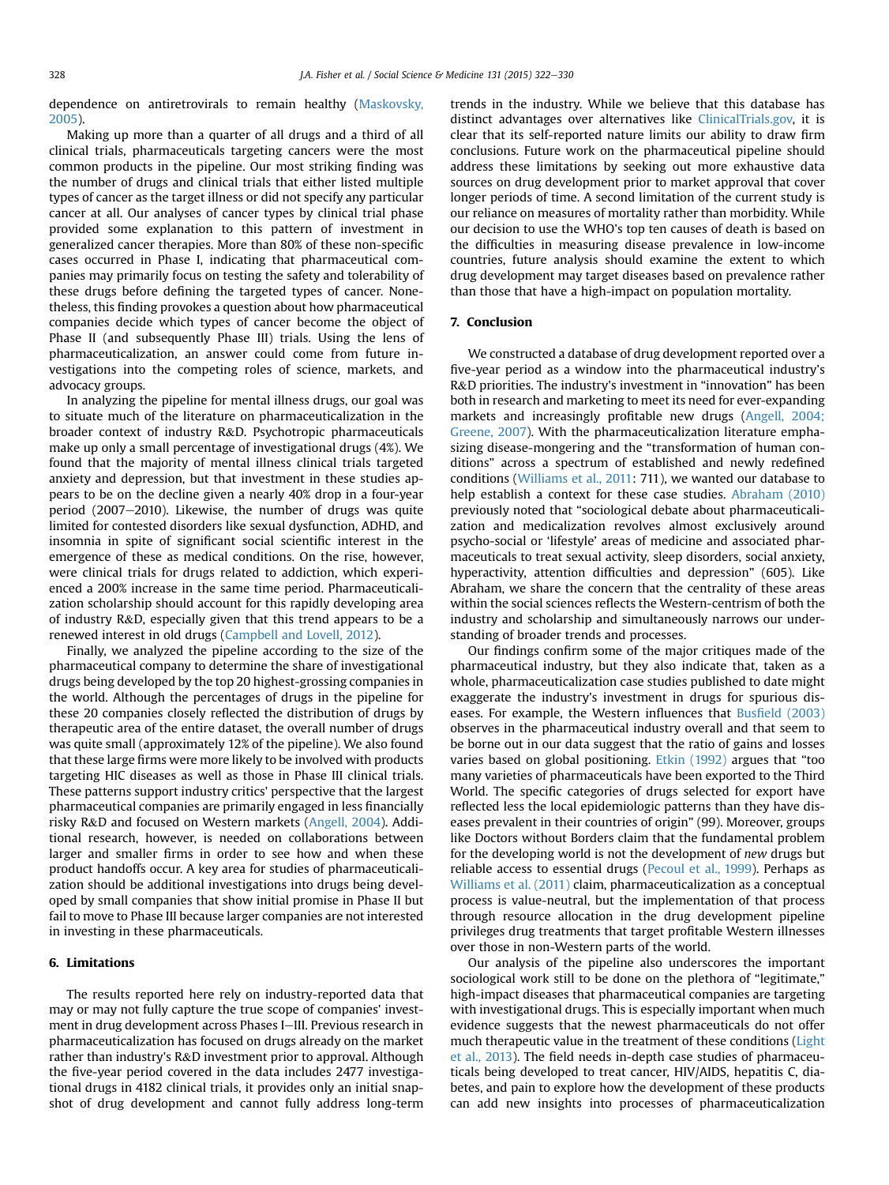dependence on antiretrovirals to remain healthy (Maskovsky, 2005).

Making up more than a quarter of all drugs and a third of all clinical trials, pharmaceuticals targeting cancers were the most common products in the pipeline. Our most striking finding was the number of drugs and clinical trials that either listed multiple types of cancer as the target illness or did not specify any particular cancer at all. Our analyses of cancer types by clinical trial phase provided some explanation to this pattern of investment in generalized cancer therapies. More than 80% of these non-specific cases occurred in Phase I, indicating that pharmaceutical companies may primarily focus on testing the safety and tolerability of these drugs before defining the targeted types of cancer. Nonetheless, this finding provokes a question about how pharmaceutical companies decide which types of cancer become the object of Phase II (and subsequently Phase III) trials. Using the lens of pharmaceuticalization, an answer could come from future investigations into the competing roles of science, markets, and advocacy groups.

In analyzing the pipeline for mental illness drugs, our goal was to situate much of the literature on pharmaceuticalization in the broader context of industry R&D. Psychotropic pharmaceuticals make up only a small percentage of investigational drugs (4%). We found that the majority of mental illness clinical trials targeted anxiety and depression, but that investment in these studies appears to be on the decline given a nearly 40% drop in a four-year period (2007–2010). Likewise, the number of drugs was quite limited for contested disorders like sexual dysfunction, ADHD, and insomnia in spite of significant social scientific interest in the emergence of these as medical conditions. On the rise, however, were clinical trials for drugs related to addiction, which experienced a 200% increase in the same time period. Pharmaceuticalization scholarship should account for this rapidly developing area of industry R&D, especially given that this trend appears to be a renewed interest in old drugs (Campbell and Lovell, 2012).

Finally, we analyzed the pipeline according to the size of the pharmaceutical company to determine the share of investigational drugs being developed by the top 20 highest-grossing companies in the world. Although the percentages of drugs in the pipeline for these 20 companies closely reflected the distribution of drugs by therapeutic area of the entire dataset, the overall number of drugs was quite small (approximately 12% of the pipeline). We also found that these large firms were more likely to be involved with products targeting HIC diseases as well as those in Phase III clinical trials. These patterns support industry critics' perspective that the largest pharmaceutical companies are primarily engaged in less financially risky R&D and focused on Western markets (Angell, 2004). Additional research, however, is needed on collaborations between larger and smaller firms in order to see how and when these product handoffs occur. A key area for studies of pharmaceuticalization should be additional investigations into drugs being developed by small companies that show initial promise in Phase II but fail to move to Phase III because larger companies are not interested in investing in these pharmaceuticals.

## 6. Limitations

The results reported here rely on industry-reported data that may or may not fully capture the true scope of companies' investment in drug development across Phases I–III. Previous research in pharmaceuticalization has focused on drugs already on the market rather than industry's R&D investment prior to approval. Although the five-year period covered in the data includes 2477 investigational drugs in 4182 clinical trials, it provides only an initial snapshot of drug development and cannot fully address long-term trends in the industry. While we believe that this database has distinct advantages over alternatives like ClinicalTrials.gov, it is clear that its self-reported nature limits our ability to draw firm conclusions. Future work on the pharmaceutical pipeline should address these limitations by seeking out more exhaustive data sources on drug development prior to market approval that cover longer periods of time. A second limitation of the current study is our reliance on measures of mortality rather than morbidity. While our decision to use the WHO's top ten causes of death is based on the difficulties in measuring disease prevalence in low-income countries, future analysis should examine the extent to which drug development may target diseases based on prevalence rather than those that have a high-impact on population mortality.

## 7. Conclusion

We constructed a database of drug development reported over a five-year period as a window into the pharmaceutical industry's R&D priorities. The industry's investment in "innovation" has been both in research and marketing to meet its need for ever-expanding markets and increasingly profitable new drugs (Angell, 2004; Greene, 2007). With the pharmaceuticalization literature emphasizing disease-mongering and the "transformation of human conditions" across a spectrum of established and newly redefined conditions (Williams et al., 2011: 711), we wanted our database to help establish a context for these case studies. Abraham (2010) previously noted that "sociological debate about pharmaceuticalization and medicalization revolves almost exclusively around psycho-social or 'lifestyle' areas of medicine and associated pharmaceuticals to treat sexual activity, sleep disorders, social anxiety, hyperactivity, attention difficulties and depression" (605). Like Abraham, we share the concern that the centrality of these areas within the social sciences reflects the Western-centrism of both the industry and scholarship and simultaneously narrows our understanding of broader trends and processes.

Our findings confirm some of the major critiques made of the pharmaceutical industry, but they also indicate that, taken as a whole, pharmaceuticalization case studies published to date might exaggerate the industry's investment in drugs for spurious diseases. For example, the Western influences that Busfield (2003) observes in the pharmaceutical industry overall and that seem to be borne out in our data suggest that the ratio of gains and losses varies based on global positioning. Etkin (1992) argues that "too many varieties of pharmaceuticals have been exported to the Third World. The specific categories of drugs selected for export have reflected less the local epidemiologic patterns than they have diseases prevalent in their countries of origin" (99). Moreover, groups like Doctors without Borders claim that the fundamental problem for the developing world is not the development of *new* drugs but reliable access to essential drugs (Pecoul et al., 1999). Perhaps as Williams et al. (2011) claim, pharmaceuticalization as a conceptual process is value-neutral, but the implementation of that process through resource allocation in the drug development pipeline privileges drug treatments that target profitable Western illnesses over those in non-Western parts of the world.

Our analysis of the pipeline also underscores the important sociological work still to be done on the plethora of "legitimate," high-impact diseases that pharmaceutical companies are targeting with investigational drugs. This is especially important when much evidence suggests that the newest pharmaceuticals do not offer much therapeutic value in the treatment of these conditions (Light et al., 2013). The field needs in-depth case studies of pharmaceuticals being developed to treat cancer, HIV/AIDS, hepatitis C, diabetes, and pain to explore how the development of these products can add new insights into processes of pharmaceuticalization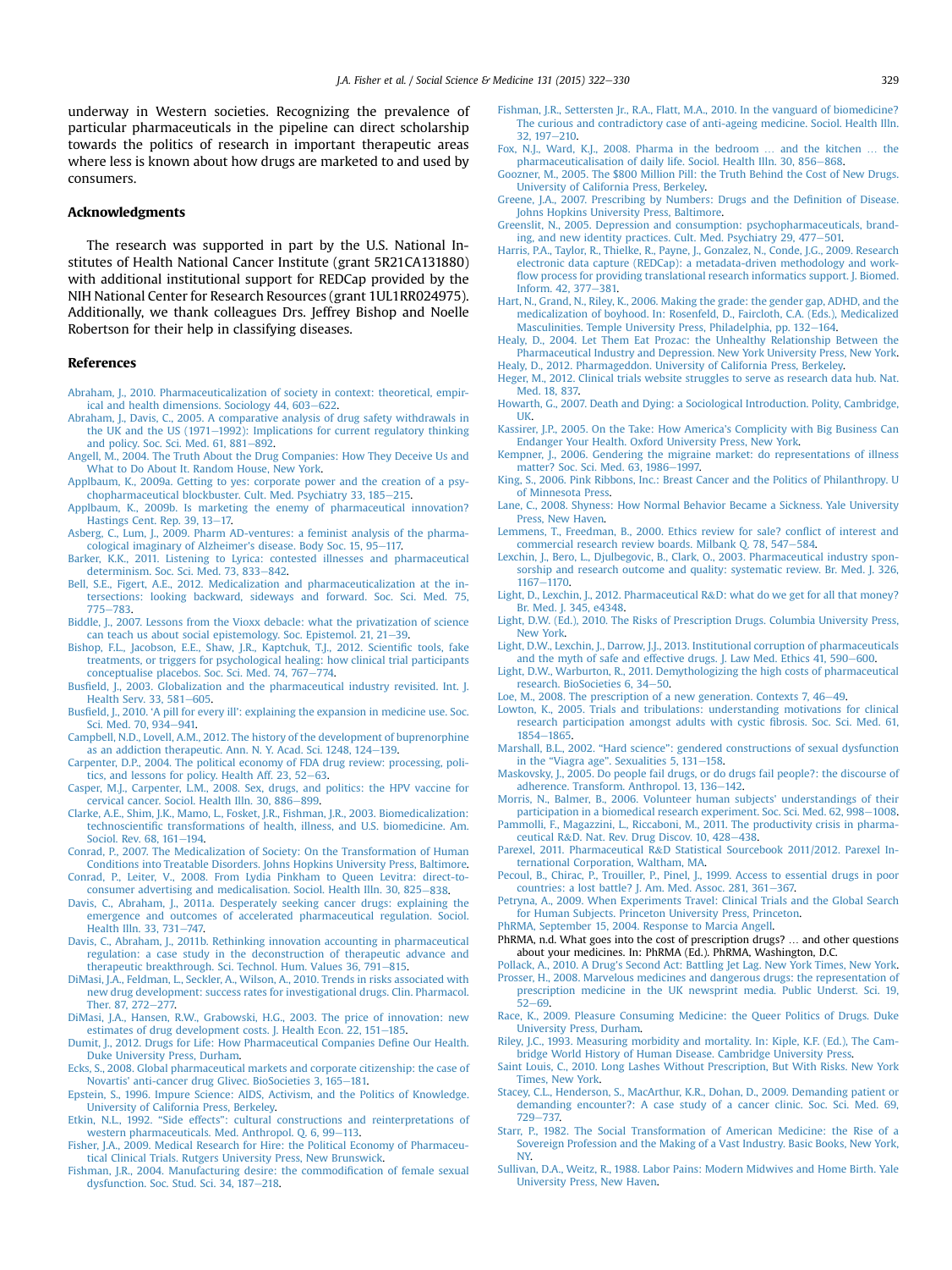underway in Western societies. Recognizing the prevalence of particular pharmaceuticals in the pipeline can direct scholarship towards the politics of research in important therapeutic areas where less is known about how drugs are marketed to and used by consumers.

## Acknowledgments

The research was supported in part by the U.S. National Institutes of Health National Cancer Institute (grant 5R21CA131880) with additional institutional support for REDCap provided by the NIH National Center for Research Resources (grant 1UL1RR024975). Additionally, we thank colleagues Drs. Jeffrey Bishop and Noelle Robertson for their help in classifying diseases.

## References

Abraham, J., 2010. Pharmaceuticalization of society in context: theoretical, empirical and health dimensions. Sociology 44, 603–622.

Abraham, J., Davis, C., 2005. A comparative analysis of drug safety withdrawals in the UK and the US (1971–1992): Implications for current regulatory thinking and policy. Soc. Sci. Med. 61, 881–892.

Angell, M., 2004. The Truth About the Drug Companies: How They Deceive Us and What to Do About It. Random House, New York.

Applbaum, K., 2009a. Getting to yes: corporate power and the creation of a psychopharmaceutical blockbuster. Cult. Med. Psychiatry 33, 185–215.

Applbaum, K., 2009b. Is marketing the enemy of pharmaceutical innovation? Hastings Cent. Rep. 39, 13–17.

Asberg, C., Lum, J., 2009. Pharm AD-ventures: a feminist analysis of the pharmacological imaginary of Alzheimer's disease. Body Soc. 15, 95–117.

Barker, K.K., 2011. Listening to Lyrica: contested illnesses and pharmaceutical determinism. Soc. Sci. Med. 73, 833–842.

Bell, S.E., Figert, A.E., 2012. Medicalization and pharmaceuticalization at the intersections: looking backward, sideways and forward. Soc. Sci. Med. 75, 775–783.

Biddle, J., 2007. Lessons from the Vioxx debacle: what the privatization of science can teach us about social epistemology. Soc. Epistemol. 21, 21–39.

Bishop, F.L., Jacobson, E.E., Shaw, J.R., Kaptchuk, T.J., 2012. Scientific tools, fake treatments, or triggers for psychological healing: how clinical trial participants conceptualise placebos. Soc. Sci. Med. 74, 767–774.

Busfield, J., 2003. Globalization and the pharmaceutical industry revisited. Int. J. Health Serv. 33, 581–605.

Busfield, J., 2010. 'A pill for every ill': explaining the expansion in medicine use. Soc. Sci. Med. 70, 934–941.

Campbell, N.D., Lovell, A.M., 2012. The history of the development of buprenorphine as an addiction therapeutic. Ann. N. Y. Acad. Sci. 1248, 124–139.

Carpenter, D.P., 2004. The political economy of FDA drug review: processing, politics, and lessons for policy. Health Aff. 23, 52–63.

Casper, M.J., Carpenter, L.M., 2008. Sex, drugs, and politics: the HPV vaccine for cervical cancer. Sociol. Health Illn. 30, 886–899.

Clarke, A.E., Shim, J.K., Mamo, L., Fosket, J.R., Fishman, J.R., 2003. Biomedicalization: technoscientific transformations of health, illness, and U.S. biomedicine. Am. Sociol. Rev. 68, 161–194.

Conrad, P., 2007. The Medicalization of Society: On the Transformation of Human Conditions into Treatable Disorders. Johns Hopkins University Press, Baltimore.

Conrad, P., Leiter, V., 2008. From Lydia Pinkham to Queen Levitra: direct-to-consumer advertising and medicalisation. Sociol. Health Illn. 30, 825–838.

Davis, C., Abraham, J., 2011a. Desperately seeking cancer drugs: explaining the emergence and outcomes of accelerated pharmaceutical regulation. Sociol. Health Illn. 33, 731–747.

Davis, C., Abraham, J., 2011b. Rethinking innovation accounting in pharmaceutical regulation: a case study in the deconstruction of therapeutic advance and therapeutic breakthrough. Sci. Technol. Hum. Values 36, 791–815.

DiMasi, J.A., Feldman, L., Seckler, A., Wilson, A., 2010. Trends in risks associated with new drug development: success rates for investigational drugs. Clin. Pharmacol. Ther. 87, 272–277.

DiMasi, J.A., Hansen, R.W., Grabowski, H.G., 2003. The price of innovation: new estimates of drug development costs. J. Health Econ. 22, 151–185.

Dumit, J., 2012. Drugs for Life: How Pharmaceutical Companies Define Our Health. Duke University Press, Durham.

Ecks, S., 2008. Global pharmaceutical markets and corporate citizenship: the case of Novartis' anti-cancer drug Glivec. BioSocieties 3, 165–181.

Epstein, S., 1996. Impure Science: AIDS, Activism, and the Politics of Knowledge. University of California Press, Berkeley.

Etkin, N.L., 1992. "Side effects": cultural constructions and reinterpretations of western pharmaceuticals. Med. Anthropol. Q. 6, 99–113.

Fisher, J.A., 2009. Medical Research for Hire: the Political Economy of Pharmaceutical Clinical Trials. Rutgers University Press, New Brunswick.

Fishman, J.R., 2004. Manufacturing desire: the commodification of female sexual dysfunction. Soc. Stud. Sci. 34, 187–218.

Fishman, J.R., Settersten Jr., R.A., Flatt, M.A., 2010. In the vanguard of biomedicine? The curious and contradictory case of anti-ageing medicine. Sociol. Health Illn. 32, 197–210.

Fox, N.J., Ward, K.J., 2008. Pharma in the bedroom … and the kitchen … the pharmaceuticalisation of daily life. Sociol. Health Illn. 30, 856–868.

Goozner, M., 2005. The $800 Million Pill: the Truth Behind the Cost of New Drugs. University of California Press, Berkeley.

Greene, J.A., 2007. Prescribing by Numbers: Drugs and the Definition of Disease. Johns Hopkins University Press, Baltimore.

Greenslit, N., 2005. Depression and consumption: psychopharmaceuticals, branding, and new identity practices. Cult. Med. Psychiatry 29, 477–501.

Harris, P.A., Taylor, R., Thielke, R., Payne, J., Gonzalez, N., Conde, J.G., 2009. Research electronic data capture (REDCap): a metadata-driven methodology and workflow process for providing translational research informatics support. J. Biomed. Inform. 42, 377–381.

Hart, N., Grand, N., Riley, K., 2006. Making the grade: the gender gap, ADHD, and the medicalization of boyhood. In: Rosenfeld, D., Faircloth, C.A. (Eds.), Medicalized Masculinities. Temple University Press, Philadelphia, pp. 132–164.

Healy, D., 2004. Let Them Eat Prozac: the Unhealthy Relationship Between the Pharmaceutical Industry and Depression. New York University Press, New York.

Healy, D., 2012. Pharmageddon. University of California Press, Berkeley.

Heger, M., 2012. Clinical trials website struggles to serve as research data hub. Nat. Med. 18, 837.

Howarth, G., 2007. Death and Dying: a Sociological Introduction. Polity, Cambridge, UK.

Kassirer, J.P., 2005. On the Take: How America's Complicity with Big Business Can Endanger Your Health. Oxford University Press, New York.

Kempner, J., 2006. Gendering the migraine market: do representations of illness matter? Soc. Sci. Med. 63, 1986–1997.

King, S., 2006. Pink Ribbons, Inc.: Breast Cancer and the Politics of Philanthropy. U of Minnesota Press.

Lane, C., 2008. Shyness: How Normal Behavior Became a Sickness. Yale University Press, New Haven.

Lemmens, T., Freedman, B., 2000. Ethics review for sale? conflict of interest and commercial research review boards. Milbank Q. 78, 547–584.

Lexchin, J., Bero, L., Djulbegovic, B., Clark, O., 2003. Pharmaceutical industry sponsorship and research outcome and quality: systematic review. Br. Med. J. 326, 1167–1170.

Light, D., Lexchin, J., 2012. Pharmaceutical R&D: what do we get for all that money? Br. Med. J. 345, e4348.

Light, D.W. (Ed.), 2010. The Risks of Prescription Drugs. Columbia University Press, New York.

Light, D.W., Lexchin, J., Darrow, J.J., 2013. Institutional corruption of pharmaceuticals and the myth of safe and effective drugs. J. Law Med. Ethics 41, 590–600.

Light, D.W., Warburton, R., 2011. Demythologizing the high costs of pharmaceutical research. BioSocieties 6, 34–50.

Loe, M., 2008. The prescription of a new generation. Contexts 7, 46–49.

Lowton, K., 2005. Trials and tribulations: understanding motivations for clinical research participation amongst adults with cystic fibrosis. Soc. Sci. Med. 61, 1854–1865.

Marshall, B.L., 2002. "Hard science": gendered constructions of sexual dysfunction in the "Viagra age". Sexualities 5, 131–158.

Maskovsky, J., 2005. Do people fail drugs, or do drugs fail people?: the discourse of adherence. Transform. Anthropol. 13, 136–142.

Morris, N., Balmer, B., 2006. Volunteer human subjects' understandings of their participation in a biomedical research experiment. Soc. Sci. Med. 62, 998–1008.

Pammolli, F., Magazzini, L., Riccaboni, M., 2011. The productivity crisis in pharmaceutical R&D. Nat. Rev. Drug Discov. 10, 428–438.

Parexel, 2011. Pharmaceutical R&D Statistical Sourcebook 2011/2012. Parexel International Corporation, Waltham, MA.

Pecoul, B., Chirac, P., Trouiller, P., Pinel, J., 1999. Access to essential drugs in poor countries: a lost battle? J. Am. Med. Assoc. 281, 361–367.

Petryna, A., 2009. When Experiments Travel: Clinical Trials and the Global Search for Human Subjects. Princeton University Press, Princeton.

PhRMA, September 15, 2004. Response to Marcia Angell.

PhRMA, n.d. What goes into the cost of prescription drugs? … and other questions about your medicines. In: PhRMA (Ed.). PhRMA, Washington, D.C.

Pollack, A., 2010. A Drug's Second Act: Battling Jet Lag. New York Times, New York.

Prosser, H., 2008. Marvelous medicines and dangerous drugs: the representation of prescription medicine in the UK newsprint media. Public Underst. Sci. 19, 52–69.

Race, K., 2009. Pleasure Consuming Medicine: the Queer Politics of Drugs. Duke University Press, Durham.

Riley, J.C., 1993. Measuring morbidity and mortality. In: Kiple, K.F. (Ed.), The Cambridge World History of Human Disease. Cambridge University Press.

Saint Louis, C., 2010. Long Lashes Without Prescription, But With Risks. New York Times, New York.

Stacey, C.L., Henderson, S., MacArthur, K.R., Dohan, D., 2009. Demanding patient or demanding encounter?: A case study of a cancer clinic. Soc. Sci. Med. 69, 729–737.

Starr, P., 1982. The Social Transformation of American Medicine: the Rise of a Sovereign Profession and the Making of a Vast Industry. Basic Books, New York, NY.

Sullivan, D.A., Weitz, R., 1988. Labor Pains: Modern Midwives and Home Birth. Yale University Press, New Haven.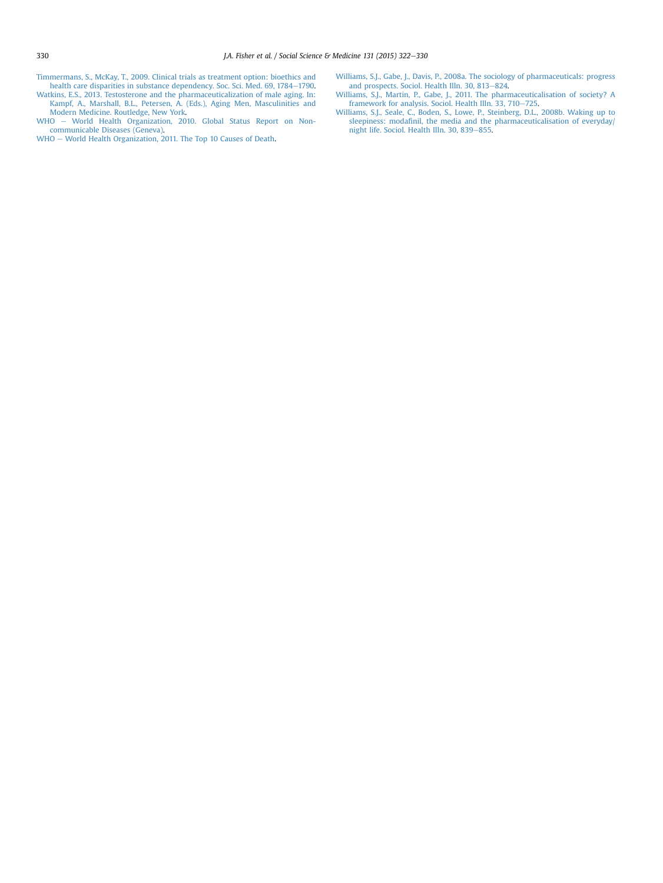Timmermans, S., McKay, T., 2009. Clinical trials as treatment option: bioethics and health care disparities in substance dependency. Soc. Sci. Med. 69, 1784–1790.

Watkins, E.S., 2013. Testosterone and the pharmaceuticalization of male aging. In: Kampf, A., Marshall, B.L., Petersen, A. (Eds.), Aging Men, Masculinities and Modern Medicine. Routledge, New York.

WHO – World Health Organization, 2010. Global Status Report on Non-communicable Diseases (Geneva).

WHO – World Health Organization, 2011. The Top 10 Causes of Death.

Williams, S.J., Gabe, J., Davis, P., 2008a. The sociology of pharmaceuticals: progress and prospects. Sociol. Health Illn. 30, 813–824.

Williams, S.J., Martin, P., Gabe, J., 2011. The pharmaceuticalisation of society? A framework for analysis. Sociol. Health Illn. 33, 710–725.

Williams, S.J., Seale, C., Boden, S., Lowe, P., Steinberg, D.L., 2008b. Waking up to sleepiness: modafinil, the media and the pharmaceuticalisation of everyday/night life. Sociol. Health Illn. 30, 839–855.